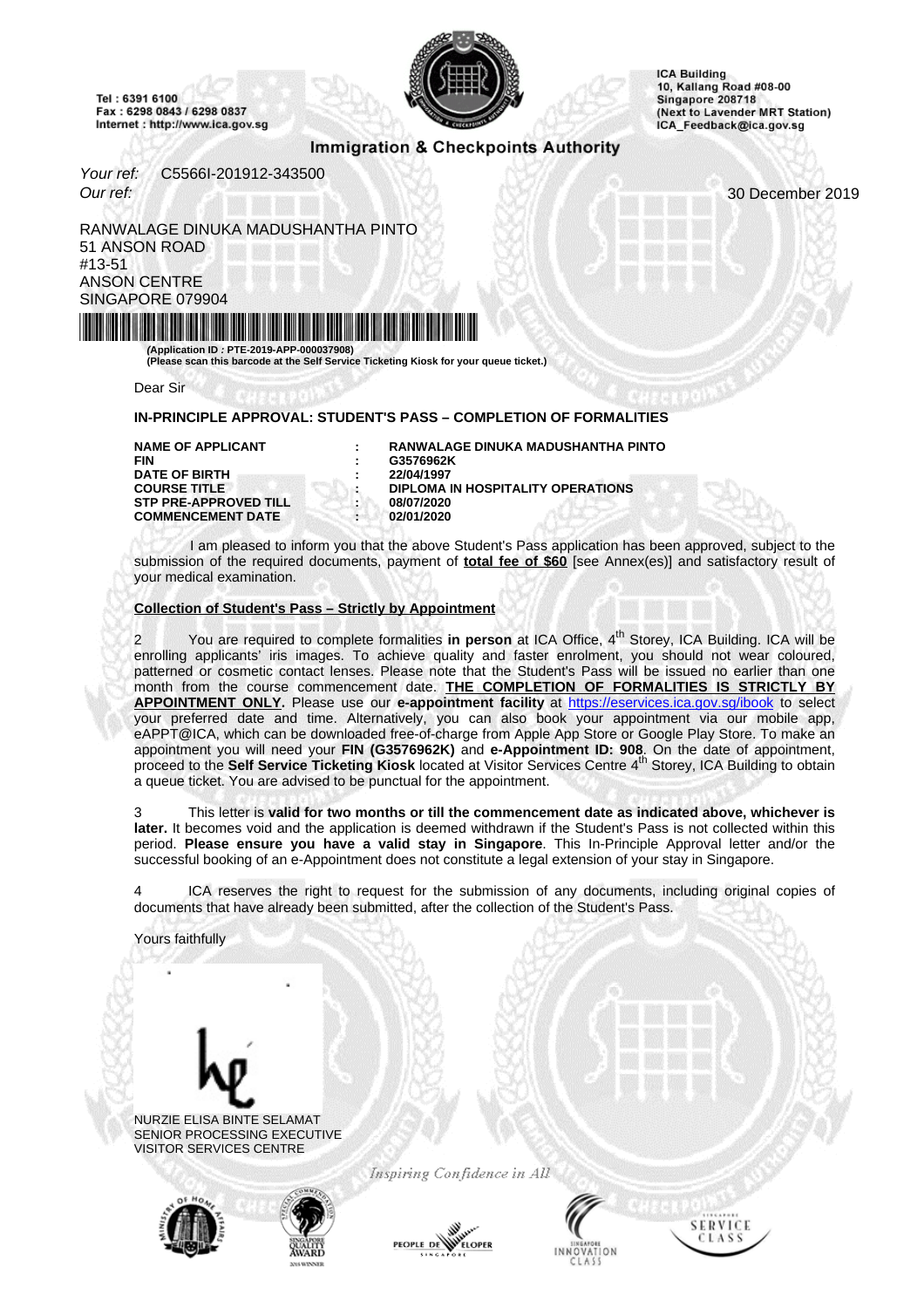Tel : 6391 6100
Fax : 6298 0843 / 6298 0837
Internet : http://www.ica.gov.sg

**Immigration & Checkpoints Authority**

ICA Building
10, Kallang Road #08-00
Singapore 208718
(Next to Lavender MRT Station)
ICA_Feedback@ica.gov.sg

*Your ref:* C5566I-201912-343500
*Our ref:*

30 December 2019

RANWALAGE DINUKA MADUSHANTHA PINTO
51 ANSON ROAD
#13-51
ANSON CENTRE
SINGAPORE 079904

**(Application ID : PTE-2019-APP-000037908)**
**(Please scan this barcode at the Self Service Ticketing Kiosk for your queue ticket.)**

Dear Sir

**IN-PRINCIPLE APPROVAL: STUDENT'S PASS – COMPLETION OF FORMALITIES**

| | | |
|---|---|---|
| **NAME OF APPLICANT** | **:** | **RANWALAGE DINUKA MADUSHANTHA PINTO** |
| **FIN** | **:** | **G3576962K** |
| **DATE OF BIRTH** | **:** | **22/04/1997** |
| **COURSE TITLE** | **:** | **DIPLOMA IN HOSPITALITY OPERATIONS** |
| **STP PRE-APPROVED TILL** | **:** | **08/07/2020** |
| **COMMENCEMENT DATE** | **:** | **02/01/2020** |

I am pleased to inform you that the above Student's Pass application has been approved, subject to the submission of the required documents, payment of **total fee of $60** [see Annex(es)] and satisfactory result of your medical examination.

**Collection of Student's Pass – Strictly by Appointment**

2 You are required to complete formalities **in person** at ICA Office, 4th Storey, ICA Building. ICA will be enrolling applicants' iris images. To achieve quality and faster enrolment, you should not wear coloured, patterned or cosmetic contact lenses. Please note that the Student's Pass will be issued no earlier than one month from the course commencement date. **THE COMPLETION OF FORMALITIES IS STRICTLY BY APPOINTMENT ONLY.** Please use our **e-appointment facility** at https://eservices.ica.gov.sg/ibook to select your preferred date and time. Alternatively, you can also book your appointment via our mobile app, eAPPT@ICA, which can be downloaded free-of-charge from Apple App Store or Google Play Store. To make an appointment you will need your **FIN (G3576962K)** and **e-Appointment ID: 908**. On the date of appointment, proceed to the **Self Service Ticketing Kiosk** located at Visitor Services Centre 4th Storey, ICA Building to obtain a queue ticket. You are advised to be punctual for the appointment.

3 This letter is **valid for two months or till the commencement date as indicated above, whichever is later.** It becomes void and the application is deemed withdrawn if the Student's Pass is not collected within this period. **Please ensure you have a valid stay in Singapore**. This In-Principle Approval letter and/or the successful booking of an e-Appointment does not constitute a legal extension of your stay in Singapore.

4 ICA reserves the right to request for the submission of any documents, including original copies of documents that have already been submitted, after the collection of the Student's Pass.

Yours faithfully

NURZIE ELISA BINTE SELAMAT
SENIOR PROCESSING EXECUTIVE
VISITOR SERVICES CENTRE

*Inspiring Confidence in All*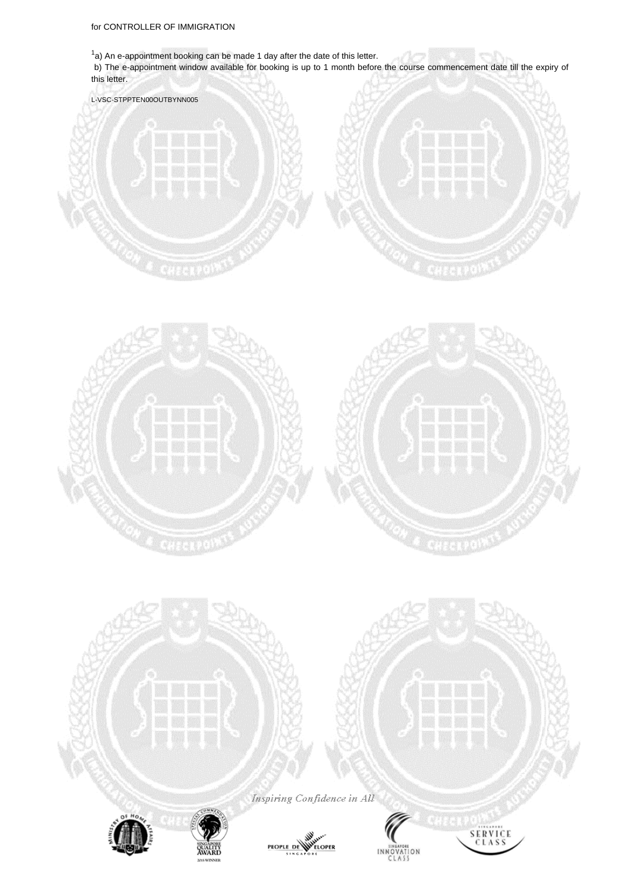for CONTROLLER OF IMMIGRATION

[1]a) An e-appointment booking can be made 1 day after the date of this letter.

b) The e-appointment window available for booking is up to 1 month before the course commencement date till the expiry of this letter.

L-VSC-STPPTEN00OUTBYNN005

*Inspiring Confidence in All*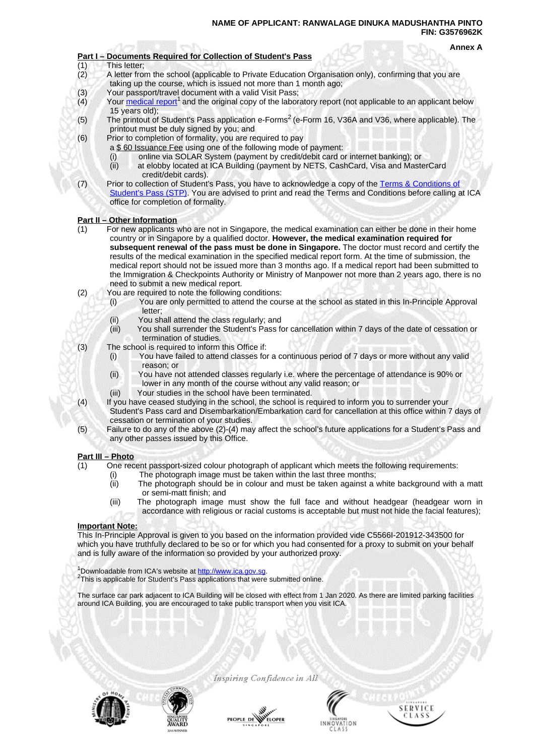**NAME OF APPLICANT: RANWALAGE DINUKA MADUSHANTHA PINTO**
**FIN: G3576962K**

**Annex A**

**Part I – Documents Required for Collection of Student's Pass**

(1) This letter;

(2) A letter from the school (applicable to Private Education Organisation only), confirming that you are taking up the course, which is issued not more than 1 month ago;

(3) Your passport/travel document with a valid Visit Pass;

(4) Your medical report[1] and the original copy of the laboratory report (not applicable to an applicant below 15 years old);

(5) The printout of Student's Pass application e-Forms[2] (e-Form 16, V36A and V36, where applicable). The printout must be duly signed by you; and

(6) Prior to completion of formality, you are required to pay a $ 60 Issuance Fee using one of the following mode of payment:
- (i) online via SOLAR System (payment by credit/debit card or internet banking); or
- (ii) at elobby located at ICA Building (payment by NETS, CashCard, Visa and MasterCard credit/debit cards).

(7) Prior to collection of Student's Pass, you have to acknowledge a copy of the Terms & Conditions of Student's Pass (STP). You are advised to print and read the Terms and Conditions before calling at ICA office for completion of formality.

**Part II – Other Information**

(1) For new applicants who are not in Singapore, the medical examination can either be done in their home country or in Singapore by a qualified doctor. **However, the medical examination required for subsequent renewal of the pass must be done in Singapore.** The doctor must record and certify the results of the medical examination in the specified medical report form. At the time of submission, the medical report should not be issued more than 3 months ago. If a medical report had been submitted to the Immigration & Checkpoints Authority or Ministry of Manpower not more than 2 years ago, there is no need to submit a new medical report.

(2) You are required to note the following conditions:
- (i) You are only permitted to attend the course at the school as stated in this In-Principle Approval letter;
- (ii) You shall attend the class regularly; and
- (iii) You shall surrender the Student's Pass for cancellation within 7 days of the date of cessation or termination of studies.

(3) The school is required to inform this Office if:
- (i) You have failed to attend classes for a continuous period of 7 days or more without any valid reason; or
- (ii) You have not attended classes regularly i.e. where the percentage of attendance is 90% or lower in any month of the course without any valid reason; or
- (iii) Your studies in the school have been terminated.

(4) If you have ceased studying in the school, the school is required to inform you to surrender your Student's Pass card and Disembarkation/Embarkation card for cancellation at this office within 7 days of cessation or termination of your studies.

(5) Failure to do any of the above (2)-(4) may affect the school's future applications for a Student's Pass and any other passes issued by this Office.

**Part III – Photo**

(1) One recent passport-sized colour photograph of applicant which meets the following requirements:
- (i) The photograph image must be taken within the last three months;
- (ii) The photograph should be in colour and must be taken against a white background with a matt or semi-matt finish; and
- (iii) The photograph image must show the full face and without headgear (headgear worn in accordance with religious or racial customs is acceptable but must not hide the facial features);

**Important Note:**

This In-Principle Approval is given to you based on the information provided vide C5566I-201912-343500 for which you have truthfully declared to be so or for which you had consented for a proxy to submit on your behalf and is fully aware of the information so provided by your authorized proxy.

[1]Downloadable from ICA's website at http://www.ica.gov.sg.
[2]This is applicable for Student's Pass applications that were submitted online.

The surface car park adjacent to ICA Building will be closed with effect from 1 Jan 2020. As there are limited parking facilities around ICA Building, you are encouraged to take public transport when you visit ICA.

*Inspiring Confidence in All*